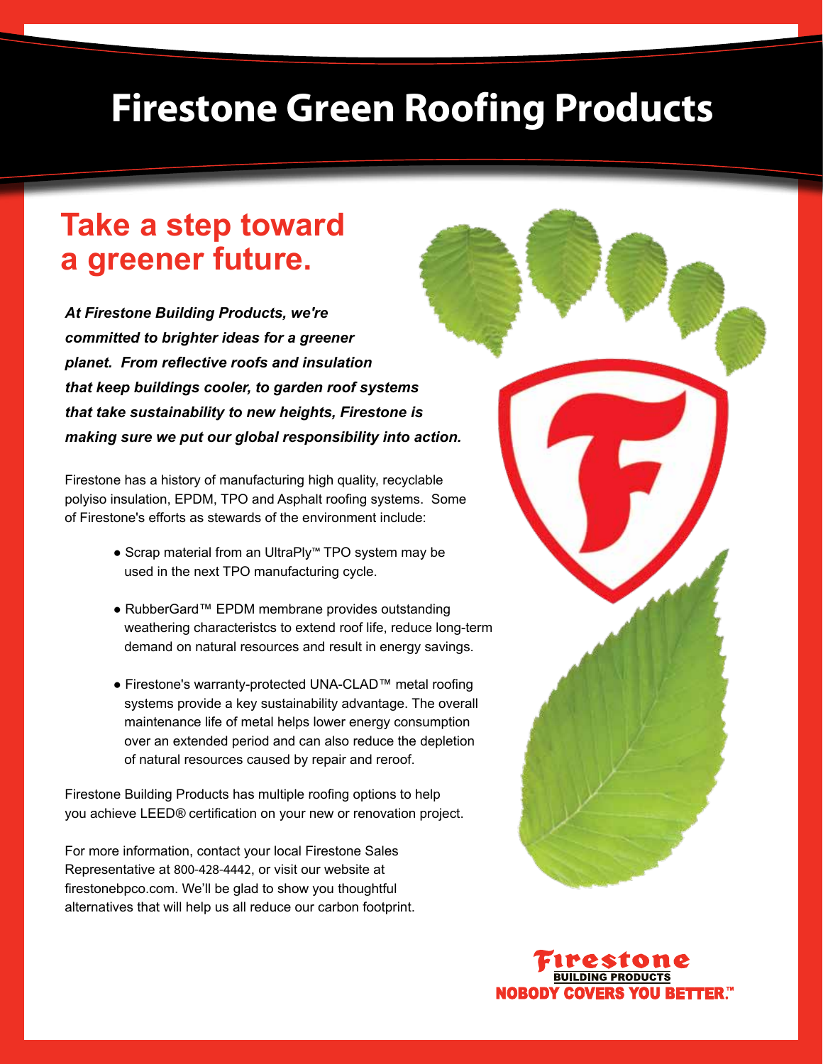# Firestone Green Roofing Products

## Take a step toward a greener future.

***At Firestone Building Products, we're committed to brighter ideas for a greener planet. From reflective roofs and insulation that keep buildings cooler, to garden roof systems that take sustainability to new heights, Firestone is making sure we put our global responsibility into action.***

Firestone has a history of manufacturing high quality, recyclable polyiso insulation, EPDM, TPO and Asphalt roofing systems. Some of Firestone's efforts as stewards of the environment include:

- Scrap material from an UltraPly™ TPO system may be used in the next TPO manufacturing cycle.
- RubberGard™ EPDM membrane provides outstanding weathering characteristcs to extend roof life, reduce long-term demand on natural resources and result in energy savings.
- Firestone's warranty-protected UNA-CLAD™ metal roofing systems provide a key sustainability advantage. The overall maintenance life of metal helps lower energy consumption over an extended period and can also reduce the depletion of natural resources caused by repair and reroof.

Firestone Building Products has multiple roofing options to help you achieve LEED® certification on your new or renovation project.

For more information, contact your local Firestone Sales Representative at 800-428-4442, or visit our website at firestonebpco.com. We'll be glad to show you thoughtful alternatives that will help us all reduce our carbon footprint.

Firestone
BUILDING PRODUCTS
NOBODY COVERS YOU BETTER.™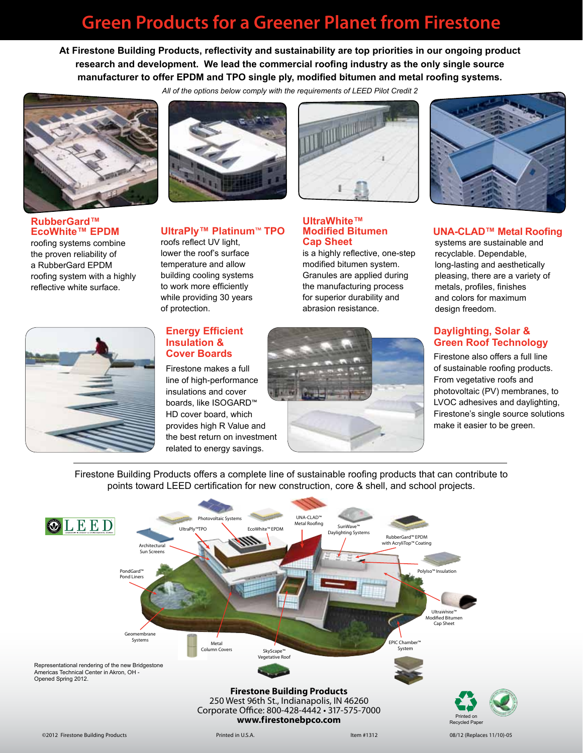# Green Products for a Greener Planet from Firestone

**At Firestone Building Products, reflectivity and sustainability are top priorities in our ongoing product research and development. We lead the commercial roofing industry as the only single source manufacturer to offer EPDM and TPO single ply, modified bitumen and metal roofing systems.**

*All of the options below comply with the requirements of LEED Pilot Credit 2*

## RubberGard™ EcoWhite™ EPDM

roofing systems combine the proven reliability of a RubberGard EPDM roofing system with a highly reflective white surface.

## UltraPly™ Platinum™ TPO

roofs reflect UV light, lower the roof's surface temperature and allow building cooling systems to work more efficiently while providing 30 years of protection.

## UltraWhite™ Modified Bitumen Cap Sheet

is a highly reflective, one-step modified bitumen system. Granules are applied during the manufacturing process for superior durability and abrasion resistance.

## UNA-CLAD™ Metal Roofing

systems are sustainable and recyclable. Dependable, long-lasting and aesthetically pleasing, there are a variety of metals, profiles, finishes and colors for maximum design freedom.

## Energy Efficient Insulation & Cover Boards

Firestone makes a full line of high-performance insulations and cover boards, like ISOGARD™ HD cover board, which provides high R Value and the best return on investment related to energy savings.

## Daylighting, Solar & Green Roof Technology

Firestone also offers a full line of sustainable roofing products. From vegetative roofs and photovoltaic (PV) membranes, to LVOC adhesives and daylighting, Firestone's single source solutions make it easier to be green.

---

Firestone Building Products offers a complete line of sustainable roofing products that can contribute to points toward LEED certification for new construction, core & shell, and school projects.

LEED

Photovoltaic Systems
UltraPly™TPO
EcoWhite™ EPDM
UNA-CLAD™ Metal Roofing
SunWave™ Daylighting Systems
RubberGard™ EPDM with AcryliTop™ Coating
Architectural Sun Screens
PondGard™ Pond Liners
PolyIso™ Insulation
UltraWhite™ Modified Bitumen Cap Sheet
Geomembrane Systems
Metal Column Covers
SkyScape™ Vegetative Roof
EPIC Chamber™ System

Representational rendering of the new Bridgestone Americas Technical Center in Akron, OH - Opened Spring 2012.

**Firestone Building Products**
250 West 96th St., Indianapolis, IN 46260
Corporate Office: 800-428-4442 • 317-575-7000
**www.firestonebpco.com**

Printed on Recycled Paper

©2012 Firestone Building Products | Printed in U.S.A. | Item #1312 | 08/12 (Replaces 11/10)-05